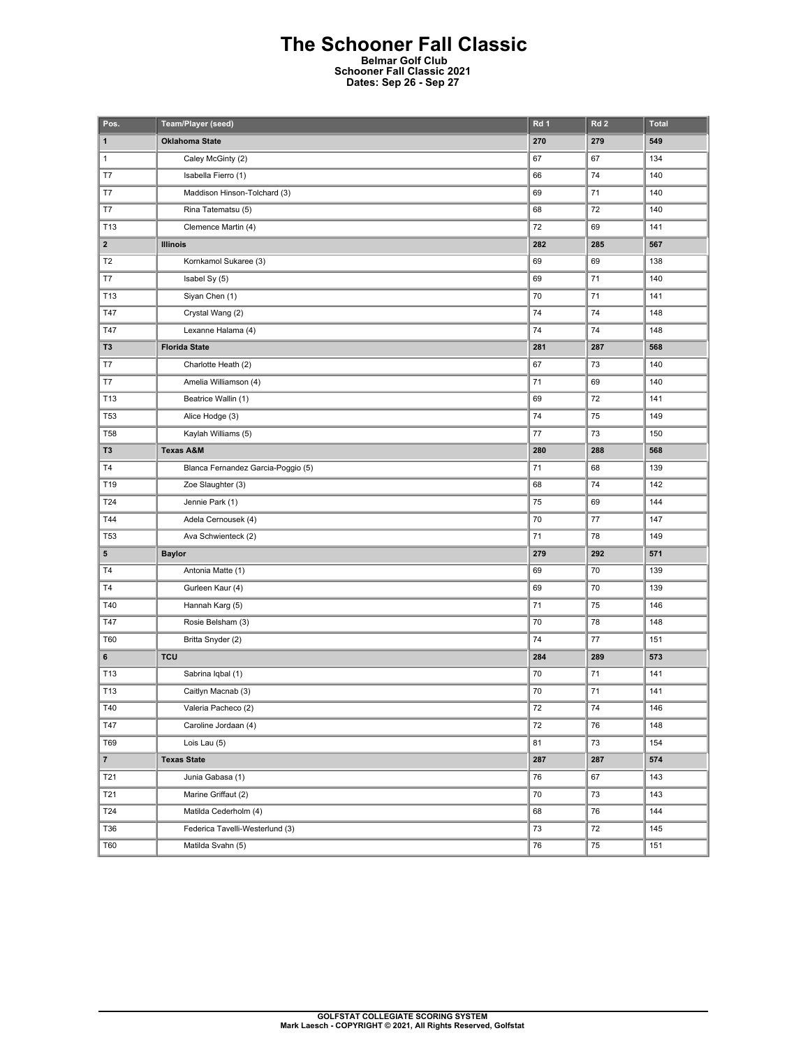# The Schooner Fall Classic

**Belmar Golf Club**
**Schooner Fall Classic 2021**
**Dates: Sep 26 - Sep 27**

| Pos. | Team/Player (seed) | Rd 1 | Rd 2 | Total |
|---|---|---|---|---|
| **1** | **Oklahoma State** | **270** | **279** | **549** |
| 1 | Caley McGinty (2) | 67 | 67 | 134 |
| T7 | Isabella Fierro (1) | 66 | 74 | 140 |
| T7 | Maddison Hinson-Tolchard (3) | 69 | 71 | 140 |
| T7 | Rina Tatematsu (5) | 68 | 72 | 140 |
| T13 | Clemence Martin (4) | 72 | 69 | 141 |
| **2** | **Illinois** | **282** | **285** | **567** |
| T2 | Kornkamol Sukaree (3) | 69 | 69 | 138 |
| T7 | Isabel Sy (5) | 69 | 71 | 140 |
| T13 | Siyan Chen (1) | 70 | 71 | 141 |
| T47 | Crystal Wang (2) | 74 | 74 | 148 |
| T47 | Lexanne Halama (4) | 74 | 74 | 148 |
| **T3** | **Florida State** | **281** | **287** | **568** |
| T7 | Charlotte Heath (2) | 67 | 73 | 140 |
| T7 | Amelia Williamson (4) | 71 | 69 | 140 |
| T13 | Beatrice Wallin (1) | 69 | 72 | 141 |
| T53 | Alice Hodge (3) | 74 | 75 | 149 |
| T58 | Kaylah Williams (5) | 77 | 73 | 150 |
| **T3** | **Texas A&M** | **280** | **288** | **568** |
| T4 | Blanca Fernandez Garcia-Poggio (5) | 71 | 68 | 139 |
| T19 | Zoe Slaughter (3) | 68 | 74 | 142 |
| T24 | Jennie Park (1) | 75 | 69 | 144 |
| T44 | Adela Cernousek (4) | 70 | 77 | 147 |
| T53 | Ava Schwienteck (2) | 71 | 78 | 149 |
| **5** | **Baylor** | **279** | **292** | **571** |
| T4 | Antonia Matte (1) | 69 | 70 | 139 |
| T4 | Gurleen Kaur (4) | 69 | 70 | 139 |
| T40 | Hannah Karg (5) | 71 | 75 | 146 |
| T47 | Rosie Belsham (3) | 70 | 78 | 148 |
| T60 | Britta Snyder (2) | 74 | 77 | 151 |
| **6** | **TCU** | **284** | **289** | **573** |
| T13 | Sabrina Iqbal (1) | 70 | 71 | 141 |
| T13 | Caitlyn Macnab (3) | 70 | 71 | 141 |
| T40 | Valeria Pacheco (2) | 72 | 74 | 146 |
| T47 | Caroline Jordaan (4) | 72 | 76 | 148 |
| T69 | Lois Lau (5) | 81 | 73 | 154 |
| **7** | **Texas State** | **287** | **287** | **574** |
| T21 | Junia Gabasa (1) | 76 | 67 | 143 |
| T21 | Marine Griffaut (2) | 70 | 73 | 143 |
| T24 | Matilda Cederholm (4) | 68 | 76 | 144 |
| T36 | Federica Tavelli-Westerlund (3) | 73 | 72 | 145 |
| T60 | Matilda Svahn (5) | 76 | 75 | 151 |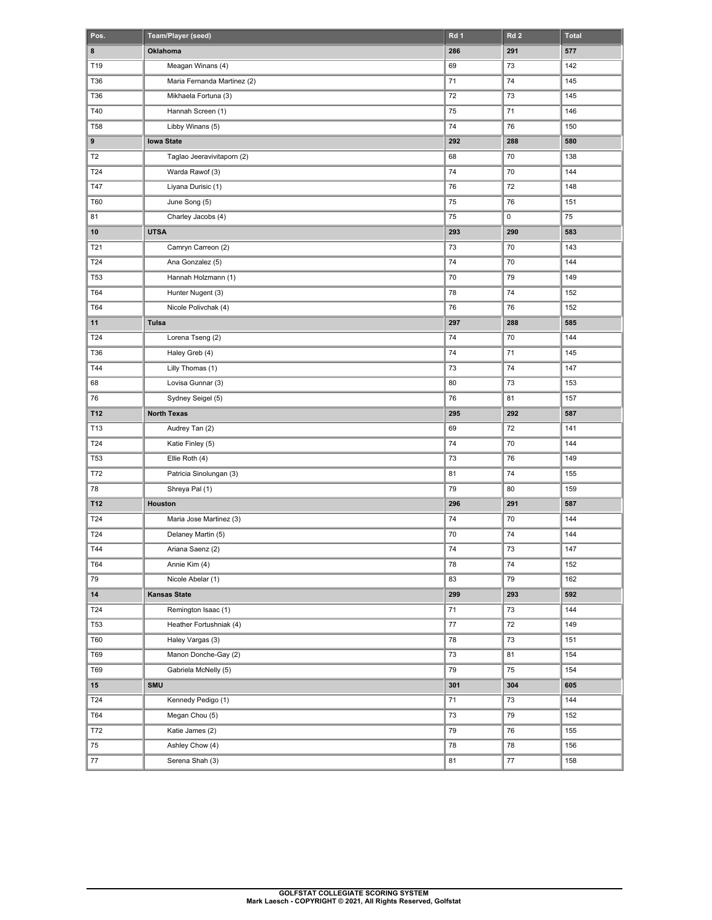| Pos. | Team/Player (seed) | Rd 1 | Rd 2 | Total |
|---|---|---|---|---|
| **8** | **Oklahoma** | **286** | **291** | **577** |
| T19 | Meagan Winans (4) | 69 | 73 | 142 |
| T36 | Maria Fernanda Martinez (2) | 71 | 74 | 145 |
| T36 | Mikhaela Fortuna (3) | 72 | 73 | 145 |
| T40 | Hannah Screen (1) | 75 | 71 | 146 |
| T58 | Libby Winans (5) | 74 | 76 | 150 |
| **9** | **Iowa State** | **292** | **288** | **580** |
| T2 | Taglao Jeeravivitaporn (2) | 68 | 70 | 138 |
| T24 | Warda Rawof (3) | 74 | 70 | 144 |
| T47 | Liyana Durisic (1) | 76 | 72 | 148 |
| T60 | June Song (5) | 75 | 76 | 151 |
| 81 | Charley Jacobs (4) | 75 | 0 | 75 |
| **10** | **UTSA** | **293** | **290** | **583** |
| T21 | Camryn Carreon (2) | 73 | 70 | 143 |
| T24 | Ana Gonzalez (5) | 74 | 70 | 144 |
| T53 | Hannah Holzmann (1) | 70 | 79 | 149 |
| T64 | Hunter Nugent (3) | 78 | 74 | 152 |
| T64 | Nicole Polivchak (4) | 76 | 76 | 152 |
| **11** | **Tulsa** | **297** | **288** | **585** |
| T24 | Lorena Tseng (2) | 74 | 70 | 144 |
| T36 | Haley Greb (4) | 74 | 71 | 145 |
| T44 | Lilly Thomas (1) | 73 | 74 | 147 |
| 68 | Lovisa Gunnar (3) | 80 | 73 | 153 |
| 76 | Sydney Seigel (5) | 76 | 81 | 157 |
| **T12** | **North Texas** | **295** | **292** | **587** |
| T13 | Audrey Tan (2) | 69 | 72 | 141 |
| T24 | Katie Finley (5) | 74 | 70 | 144 |
| T53 | Ellie Roth (4) | 73 | 76 | 149 |
| T72 | Patricia Sinolungan (3) | 81 | 74 | 155 |
| 78 | Shreya Pal (1) | 79 | 80 | 159 |
| **T12** | **Houston** | **296** | **291** | **587** |
| T24 | Maria Jose Martinez (3) | 74 | 70 | 144 |
| T24 | Delaney Martin (5) | 70 | 74 | 144 |
| T44 | Ariana Saenz (2) | 74 | 73 | 147 |
| T64 | Annie Kim (4) | 78 | 74 | 152 |
| 79 | Nicole Abelar (1) | 83 | 79 | 162 |
| **14** | **Kansas State** | **299** | **293** | **592** |
| T24 | Remington Isaac (1) | 71 | 73 | 144 |
| T53 | Heather Fortushniak (4) | 77 | 72 | 149 |
| T60 | Haley Vargas (3) | 78 | 73 | 151 |
| T69 | Manon Donche-Gay (2) | 73 | 81 | 154 |
| T69 | Gabriela McNelly (5) | 79 | 75 | 154 |
| **15** | **SMU** | **301** | **304** | **605** |
| T24 | Kennedy Pedigo (1) | 71 | 73 | 144 |
| T64 | Megan Chou (5) | 73 | 79 | 152 |
| T72 | Katie James (2) | 79 | 76 | 155 |
| 75 | Ashley Chow (4) | 78 | 78 | 156 |
| 77 | Serena Shah (3) | 81 | 77 | 158 |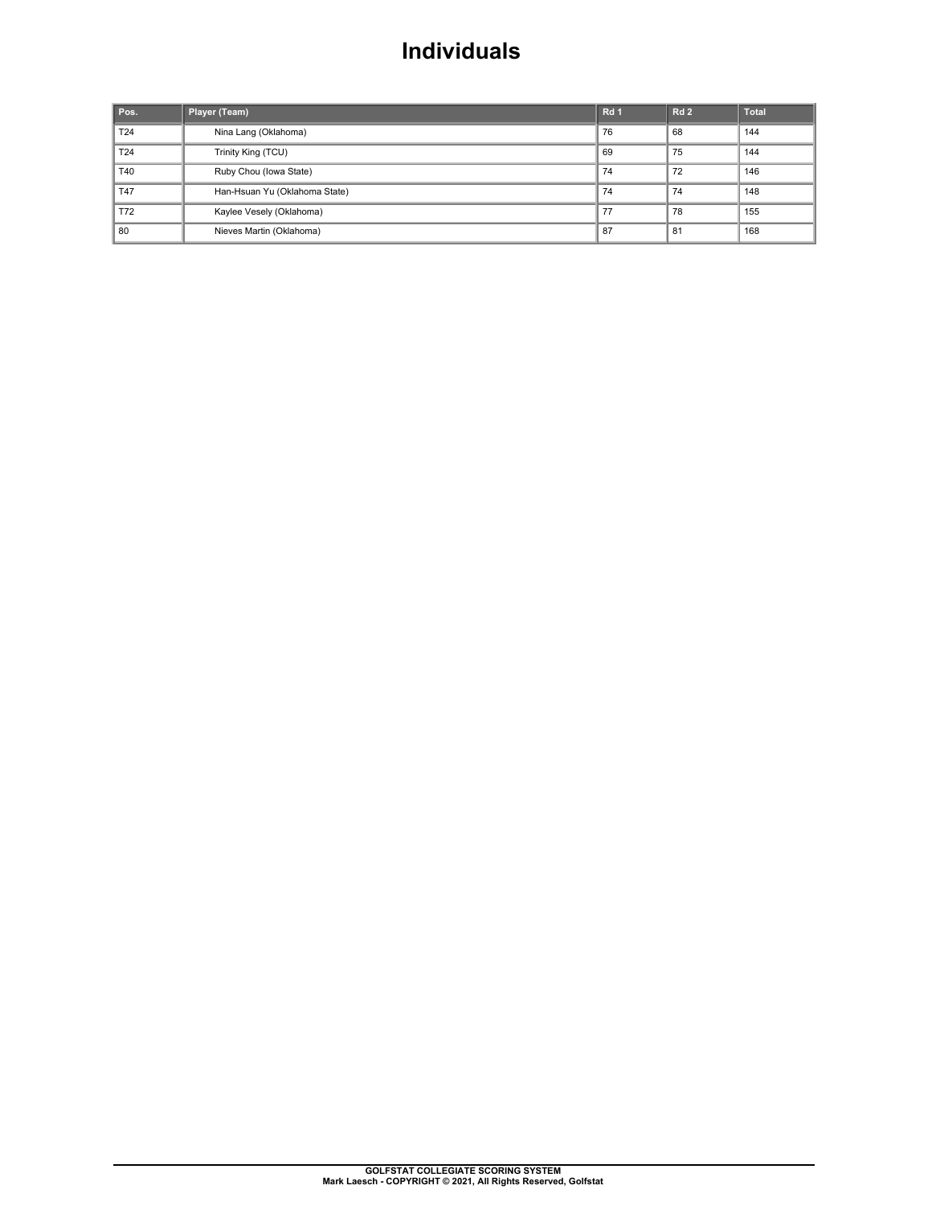# Individuals

| Pos. | Player (Team) | Rd 1 | Rd 2 | Total |
|---|---|---|---|---|
| T24 | Nina Lang (Oklahoma) | 76 | 68 | 144 |
| T24 | Trinity King (TCU) | 69 | 75 | 144 |
| T40 | Ruby Chou (Iowa State) | 74 | 72 | 146 |
| T47 | Han-Hsuan Yu (Oklahoma State) | 74 | 74 | 148 |
| T72 | Kaylee Vesely (Oklahoma) | 77 | 78 | 155 |
| 80 | Nieves Martin (Oklahoma) | 87 | 81 | 168 |

**GOLFSTAT COLLEGIATE SCORING SYSTEM**
**Mark Laesch - COPYRIGHT © 2021, All Rights Reserved, Golfstat**